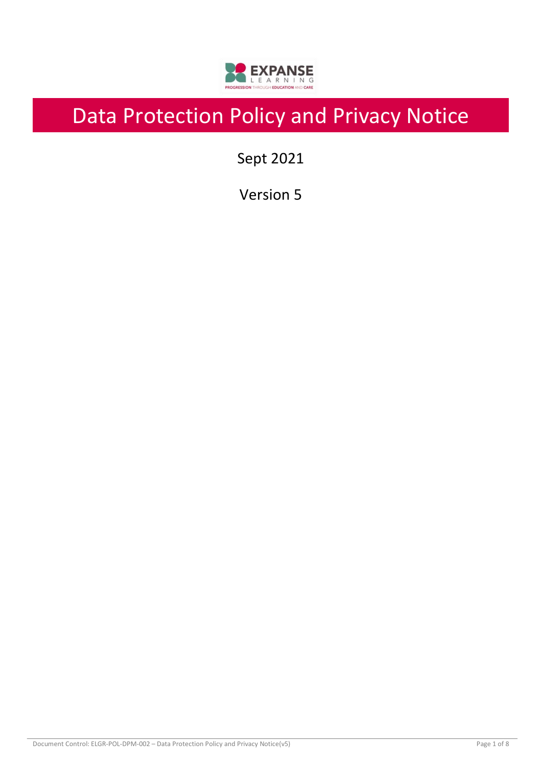# Data Protection Policy and Privacy Notice

Sept 2021

Version 5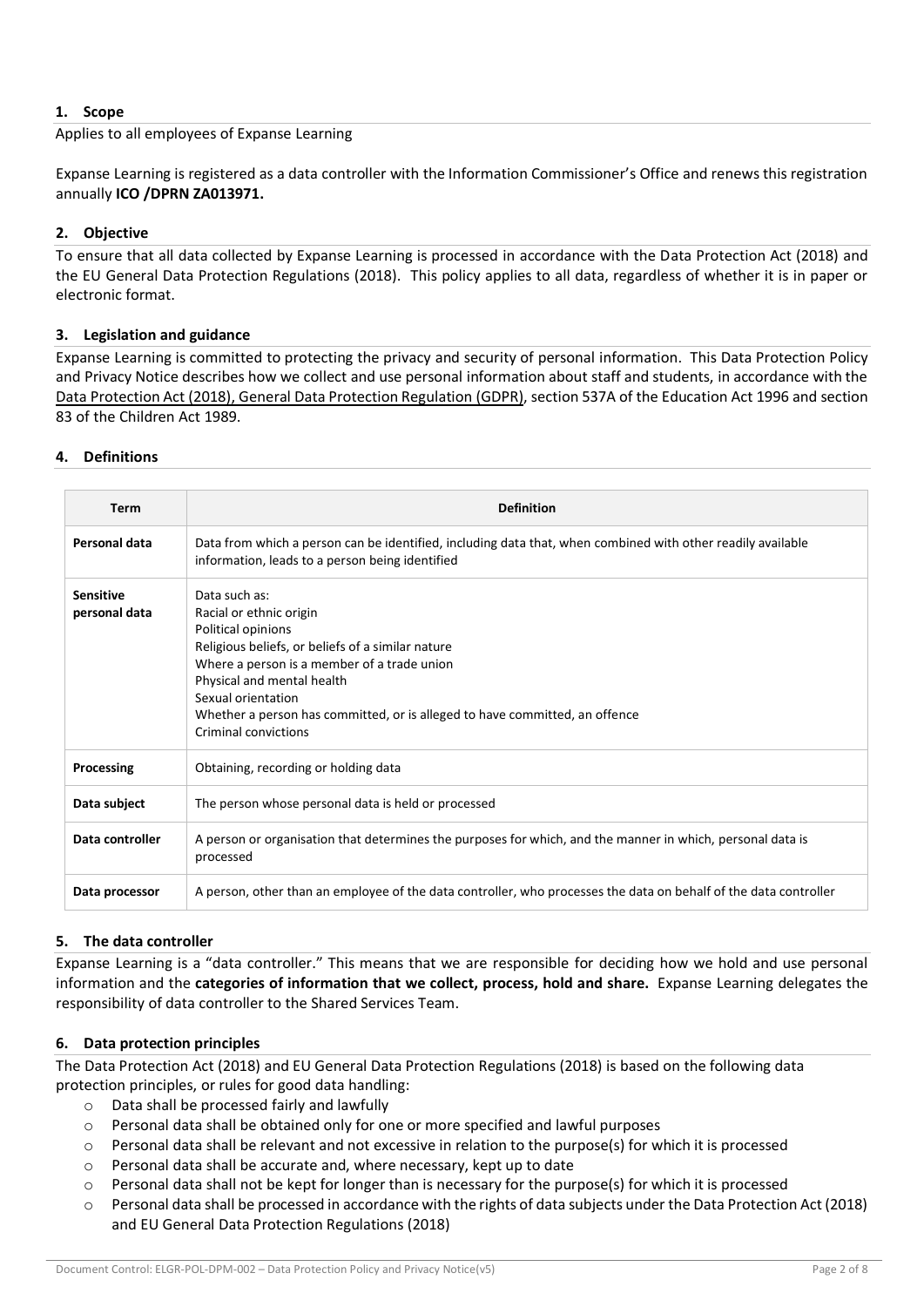## 1. Scope

Applies to all employees of Expanse Learning

Expanse Learning is registered as a data controller with the Information Commissioner's Office and renews this registration annually **ICO /DPRN ZA013971.**

## 2. Objective

To ensure that all data collected by Expanse Learning is processed in accordance with the Data Protection Act (2018) and the EU General Data Protection Regulations (2018). This policy applies to all data, regardless of whether it is in paper or electronic format.

## 3. Legislation and guidance

Expanse Learning is committed to protecting the privacy and security of personal information. This Data Protection Policy and Privacy Notice describes how we collect and use personal information about staff and students, in accordance with the Data Protection Act (2018), General Data Protection Regulation (GDPR), section 537A of the Education Act 1996 and section 83 of the Children Act 1989.

## 4. Definitions

| Term | Definition |
|---|---|
| **Personal data** | Data from which a person can be identified, including data that, when combined with other readily available information, leads to a person being identified |
| **Sensitive personal data** | Data such as:<br>Racial or ethnic origin<br>Political opinions<br>Religious beliefs, or beliefs of a similar nature<br>Where a person is a member of a trade union<br>Physical and mental health<br>Sexual orientation<br>Whether a person has committed, or is alleged to have committed, an offence<br>Criminal convictions |
| **Processing** | Obtaining, recording or holding data |
| **Data subject** | The person whose personal data is held or processed |
| **Data controller** | A person or organisation that determines the purposes for which, and the manner in which, personal data is processed |
| **Data processor** | A person, other than an employee of the data controller, who processes the data on behalf of the data controller |

## 5. The data controller

Expanse Learning is a "data controller." This means that we are responsible for deciding how we hold and use personal information and the **categories of information that we collect, process, hold and share.** Expanse Learning delegates the responsibility of data controller to the Shared Services Team.

## 6. Data protection principles

The Data Protection Act (2018) and EU General Data Protection Regulations (2018) is based on the following data protection principles, or rules for good data handling:

- Data shall be processed fairly and lawfully
- Personal data shall be obtained only for one or more specified and lawful purposes
- Personal data shall be relevant and not excessive in relation to the purpose(s) for which it is processed
- Personal data shall be accurate and, where necessary, kept up to date
- Personal data shall not be kept for longer than is necessary for the purpose(s) for which it is processed
- Personal data shall be processed in accordance with the rights of data subjects under the Data Protection Act (2018) and EU General Data Protection Regulations (2018)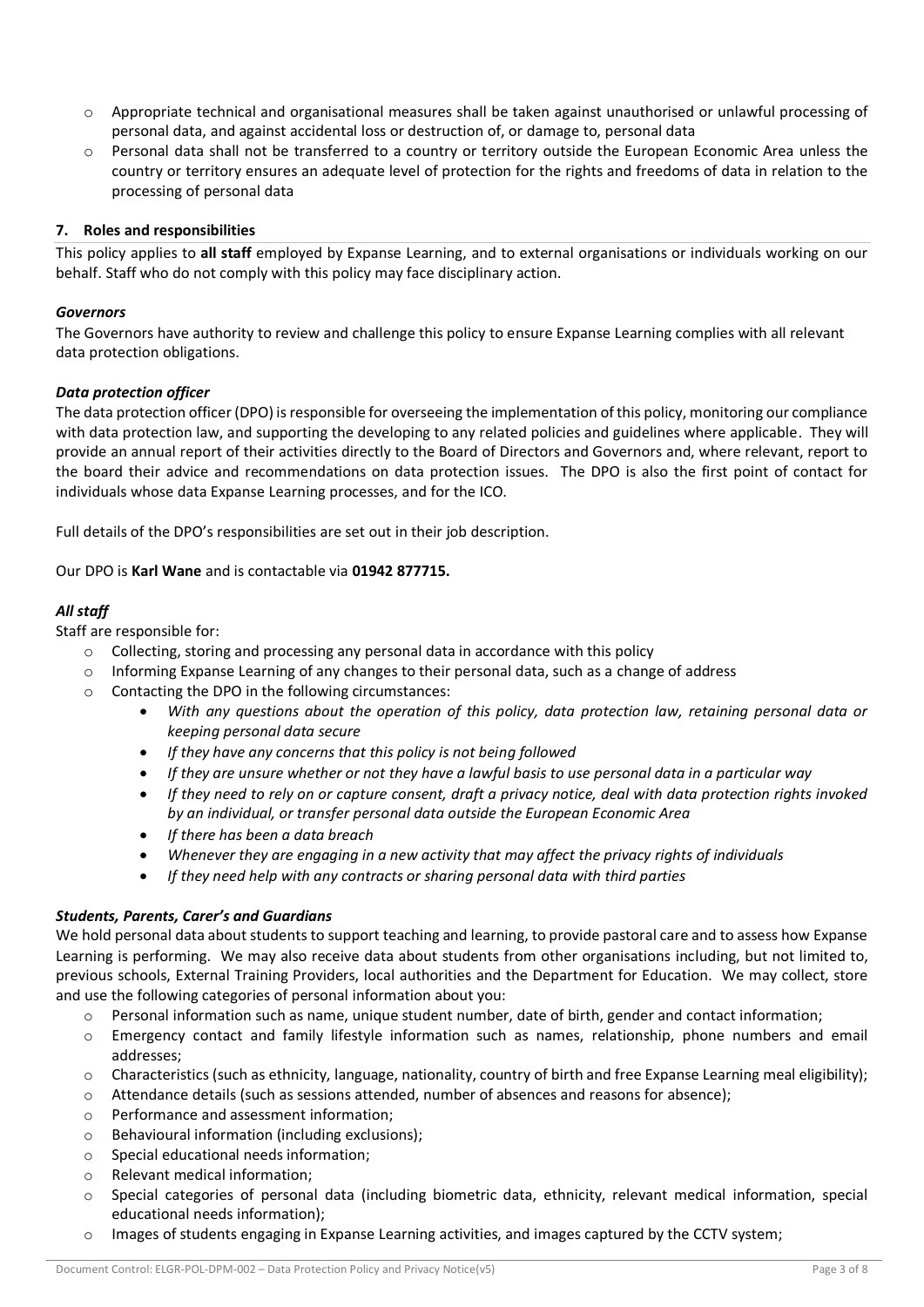- Appropriate technical and organisational measures shall be taken against unauthorised or unlawful processing of personal data, and against accidental loss or destruction of, or damage to, personal data
- Personal data shall not be transferred to a country or territory outside the European Economic Area unless the country or territory ensures an adequate level of protection for the rights and freedoms of data in relation to the processing of personal data

## 7. Roles and responsibilities

This policy applies to **all staff** employed by Expanse Learning, and to external organisations or individuals working on our behalf. Staff who do not comply with this policy may face disciplinary action.

### *Governors*

The Governors have authority to review and challenge this policy to ensure Expanse Learning complies with all relevant data protection obligations.

### *Data protection officer*

The data protection officer (DPO) is responsible for overseeing the implementation of this policy, monitoring our compliance with data protection law, and supporting the developing to any related policies and guidelines where applicable. They will provide an annual report of their activities directly to the Board of Directors and Governors and, where relevant, report to the board their advice and recommendations on data protection issues. The DPO is also the first point of contact for individuals whose data Expanse Learning processes, and for the ICO.

Full details of the DPO's responsibilities are set out in their job description.

Our DPO is **Karl Wane** and is contactable via **01942 877715.**

### *All staff*

Staff are responsible for:

- Collecting, storing and processing any personal data in accordance with this policy
- Informing Expanse Learning of any changes to their personal data, such as a change of address
- Contacting the DPO in the following circumstances:
  - *With any questions about the operation of this policy, data protection law, retaining personal data or keeping personal data secure*
  - *If they have any concerns that this policy is not being followed*
  - *If they are unsure whether or not they have a lawful basis to use personal data in a particular way*
  - *If they need to rely on or capture consent, draft a privacy notice, deal with data protection rights invoked by an individual, or transfer personal data outside the European Economic Area*
  - *If there has been a data breach*
  - *Whenever they are engaging in a new activity that may affect the privacy rights of individuals*
  - *If they need help with any contracts or sharing personal data with third parties*

### *Students, Parents, Carer's and Guardians*

We hold personal data about students to support teaching and learning, to provide pastoral care and to assess how Expanse Learning is performing. We may also receive data about students from other organisations including, but not limited to, previous schools, External Training Providers, local authorities and the Department for Education. We may collect, store and use the following categories of personal information about you:

- Personal information such as name, unique student number, date of birth, gender and contact information;
- Emergency contact and family lifestyle information such as names, relationship, phone numbers and email addresses;
- Characteristics (such as ethnicity, language, nationality, country of birth and free Expanse Learning meal eligibility);
- Attendance details (such as sessions attended, number of absences and reasons for absence);
- Performance and assessment information;
- Behavioural information (including exclusions);
- Special educational needs information;
- Relevant medical information;
- Special categories of personal data (including biometric data, ethnicity, relevant medical information, special educational needs information);
- Images of students engaging in Expanse Learning activities, and images captured by the CCTV system;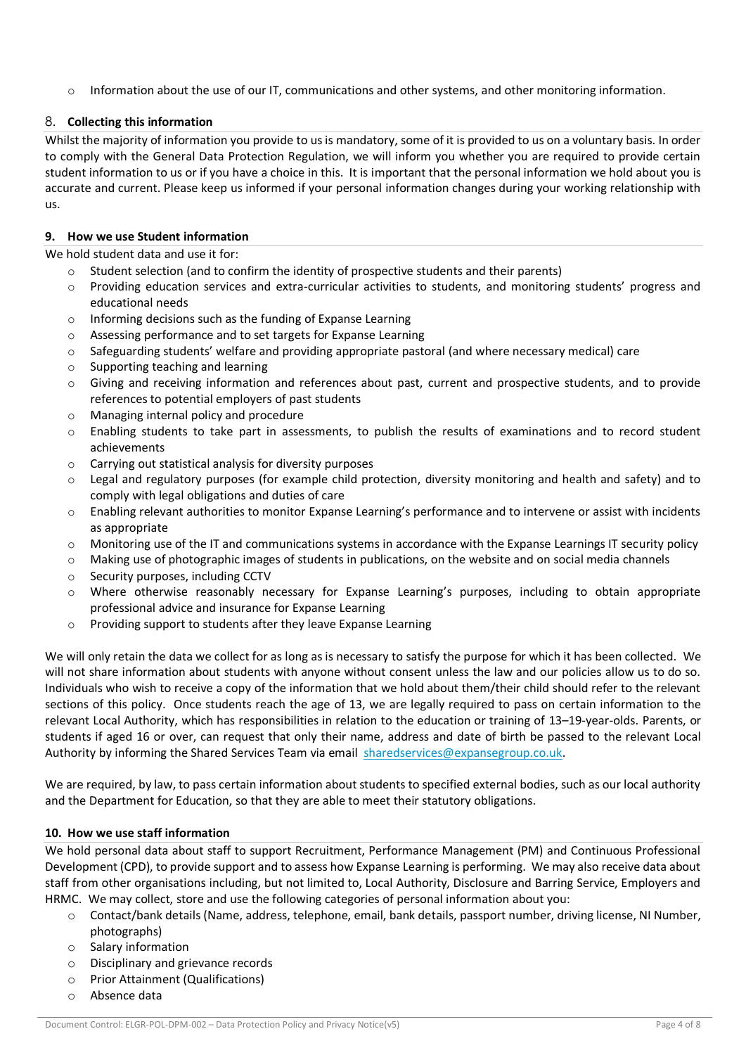- Information about the use of our IT, communications and other systems, and other monitoring information.

## 8. Collecting this information

Whilst the majority of information you provide to us is mandatory, some of it is provided to us on a voluntary basis. In order to comply with the General Data Protection Regulation, we will inform you whether you are required to provide certain student information to us or if you have a choice in this. It is important that the personal information we hold about you is accurate and current. Please keep us informed if your personal information changes during your working relationship with us.

## 9. How we use Student information

We hold student data and use it for:

- Student selection (and to confirm the identity of prospective students and their parents)
- Providing education services and extra-curricular activities to students, and monitoring students' progress and educational needs
- Informing decisions such as the funding of Expanse Learning
- Assessing performance and to set targets for Expanse Learning
- Safeguarding students' welfare and providing appropriate pastoral (and where necessary medical) care
- Supporting teaching and learning
- Giving and receiving information and references about past, current and prospective students, and to provide references to potential employers of past students
- Managing internal policy and procedure
- Enabling students to take part in assessments, to publish the results of examinations and to record student achievements
- Carrying out statistical analysis for diversity purposes
- Legal and regulatory purposes (for example child protection, diversity monitoring and health and safety) and to comply with legal obligations and duties of care
- Enabling relevant authorities to monitor Expanse Learning's performance and to intervene or assist with incidents as appropriate
- Monitoring use of the IT and communications systems in accordance with the Expanse Learnings IT security policy
- Making use of photographic images of students in publications, on the website and on social media channels
- Security purposes, including CCTV
- Where otherwise reasonably necessary for Expanse Learning's purposes, including to obtain appropriate professional advice and insurance for Expanse Learning
- Providing support to students after they leave Expanse Learning

We will only retain the data we collect for as long as is necessary to satisfy the purpose for which it has been collected. We will not share information about students with anyone without consent unless the law and our policies allow us to do so. Individuals who wish to receive a copy of the information that we hold about them/their child should refer to the relevant sections of this policy. Once students reach the age of 13, we are legally required to pass on certain information to the relevant Local Authority, which has responsibilities in relation to the education or training of 13–19-year-olds. Parents, or students if aged 16 or over, can request that only their name, address and date of birth be passed to the relevant Local Authority by informing the Shared Services Team via email sharedservices@expansegroup.co.uk.

We are required, by law, to pass certain information about students to specified external bodies, such as our local authority and the Department for Education, so that they are able to meet their statutory obligations.

## 10. How we use staff information

We hold personal data about staff to support Recruitment, Performance Management (PM) and Continuous Professional Development (CPD), to provide support and to assess how Expanse Learning is performing. We may also receive data about staff from other organisations including, but not limited to, Local Authority, Disclosure and Barring Service, Employers and HRMC. We may collect, store and use the following categories of personal information about you:

- Contact/bank details (Name, address, telephone, email, bank details, passport number, driving license, NI Number, photographs)
- Salary information
- Disciplinary and grievance records
- Prior Attainment (Qualifications)
- Absence data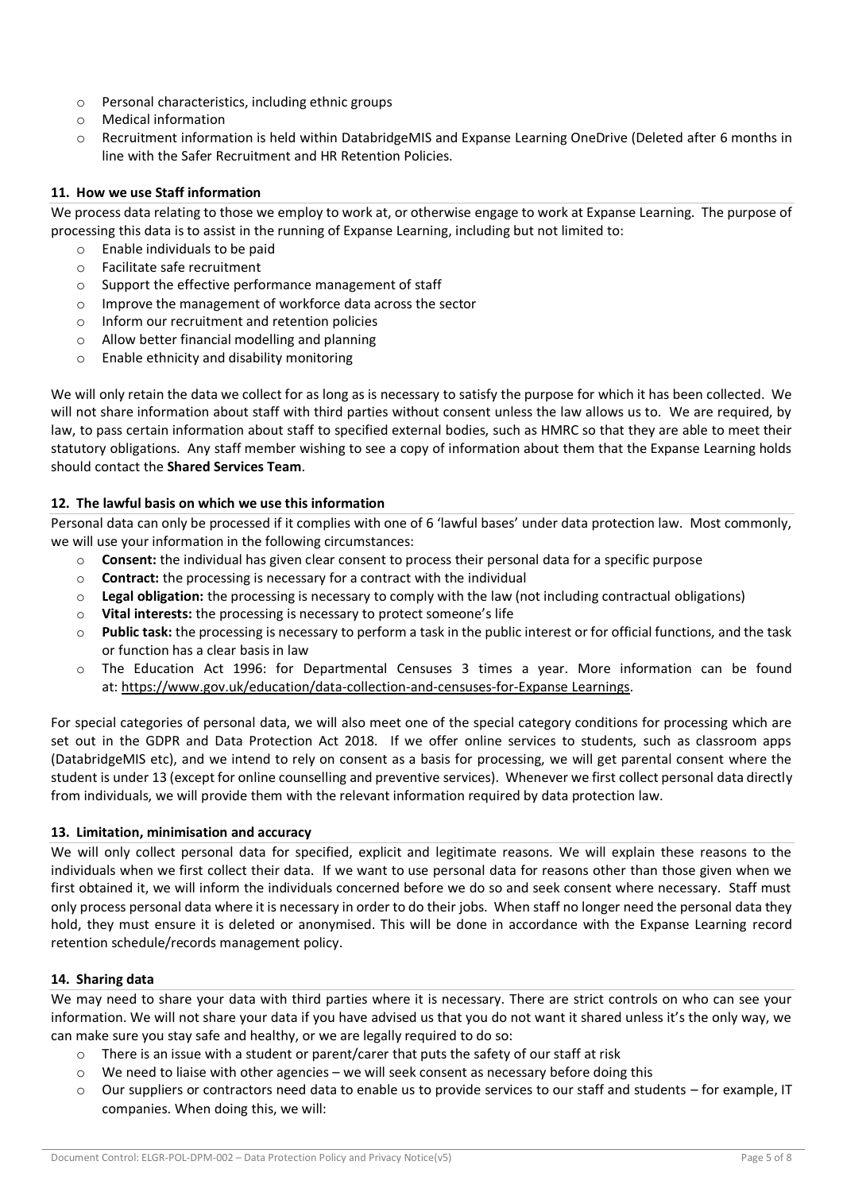- Personal characteristics, including ethnic groups
- Medical information
- Recruitment information is held within DatabridgeMIS and Expanse Learning OneDrive (Deleted after 6 months in line with the Safer Recruitment and HR Retention Policies.

### 11. How we use Staff information

We process data relating to those we employ to work at, or otherwise engage to work at Expanse Learning. The purpose of processing this data is to assist in the running of Expanse Learning, including but not limited to:

- Enable individuals to be paid
- Facilitate safe recruitment
- Support the effective performance management of staff
- Improve the management of workforce data across the sector
- Inform our recruitment and retention policies
- Allow better financial modelling and planning
- Enable ethnicity and disability monitoring

We will only retain the data we collect for as long as is necessary to satisfy the purpose for which it has been collected. We will not share information about staff with third parties without consent unless the law allows us to. We are required, by law, to pass certain information about staff to specified external bodies, such as HMRC so that they are able to meet their statutory obligations. Any staff member wishing to see a copy of information about them that the Expanse Learning holds should contact the **Shared Services Team**.

### 12. The lawful basis on which we use this information

Personal data can only be processed if it complies with one of 6 'lawful bases' under data protection law. Most commonly, we will use your information in the following circumstances:

- **Consent:** the individual has given clear consent to process their personal data for a specific purpose
- **Contract:** the processing is necessary for a contract with the individual
- **Legal obligation:** the processing is necessary to comply with the law (not including contractual obligations)
- **Vital interests:** the processing is necessary to protect someone's life
- **Public task:** the processing is necessary to perform a task in the public interest or for official functions, and the task or function has a clear basis in law
- The Education Act 1996: for Departmental Censuses 3 times a year. More information can be found at: https://www.gov.uk/education/data-collection-and-censuses-for-Expanse Learnings.

For special categories of personal data, we will also meet one of the special category conditions for processing which are set out in the GDPR and Data Protection Act 2018. If we offer online services to students, such as classroom apps (DatabridgeMIS etc), and we intend to rely on consent as a basis for processing, we will get parental consent where the student is under 13 (except for online counselling and preventive services). Whenever we first collect personal data directly from individuals, we will provide them with the relevant information required by data protection law.

### 13. Limitation, minimisation and accuracy

We will only collect personal data for specified, explicit and legitimate reasons. We will explain these reasons to the individuals when we first collect their data. If we want to use personal data for reasons other than those given when we first obtained it, we will inform the individuals concerned before we do so and seek consent where necessary. Staff must only process personal data where it is necessary in order to do their jobs. When staff no longer need the personal data they hold, they must ensure it is deleted or anonymised. This will be done in accordance with the Expanse Learning record retention schedule/records management policy.

### 14. Sharing data

We may need to share your data with third parties where it is necessary. There are strict controls on who can see your information. We will not share your data if you have advised us that you do not want it shared unless it's the only way, we can make sure you stay safe and healthy, or we are legally required to do so:

- There is an issue with a student or parent/carer that puts the safety of our staff at risk
- We need to liaise with other agencies – we will seek consent as necessary before doing this
- Our suppliers or contractors need data to enable us to provide services to our staff and students – for example, IT companies. When doing this, we will: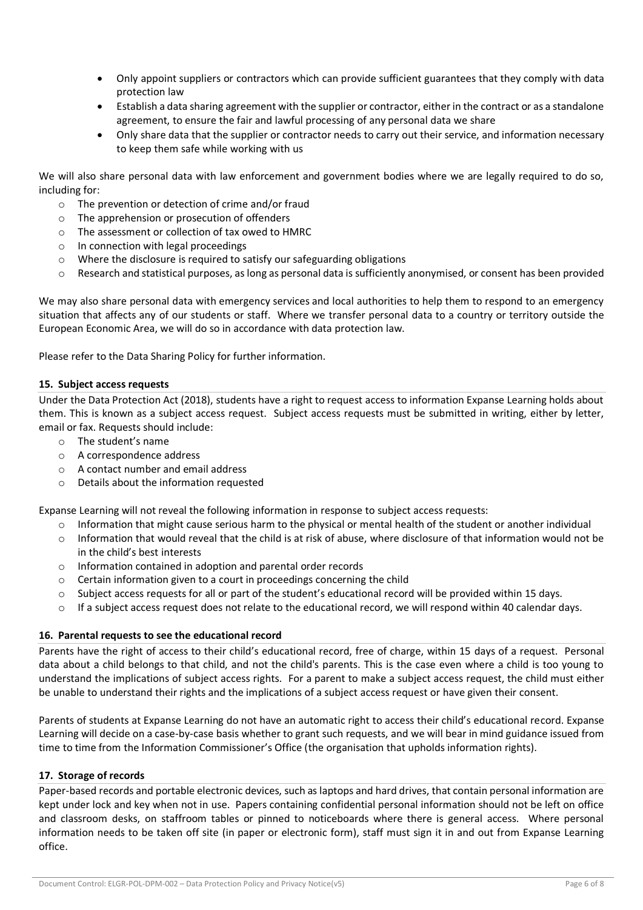- Only appoint suppliers or contractors which can provide sufficient guarantees that they comply with data protection law
- Establish a data sharing agreement with the supplier or contractor, either in the contract or as a standalone agreement, to ensure the fair and lawful processing of any personal data we share
- Only share data that the supplier or contractor needs to carry out their service, and information necessary to keep them safe while working with us

We will also share personal data with law enforcement and government bodies where we are legally required to do so, including for:

- The prevention or detection of crime and/or fraud
- The apprehension or prosecution of offenders
- The assessment or collection of tax owed to HMRC
- In connection with legal proceedings
- Where the disclosure is required to satisfy our safeguarding obligations
- Research and statistical purposes, as long as personal data is sufficiently anonymised, or consent has been provided

We may also share personal data with emergency services and local authorities to help them to respond to an emergency situation that affects any of our students or staff. Where we transfer personal data to a country or territory outside the European Economic Area, we will do so in accordance with data protection law.

Please refer to the Data Sharing Policy for further information.

## 15. Subject access requests

Under the Data Protection Act (2018), students have a right to request access to information Expanse Learning holds about them. This is known as a subject access request. Subject access requests must be submitted in writing, either by letter, email or fax. Requests should include:

- The student's name
- A correspondence address
- A contact number and email address
- Details about the information requested

Expanse Learning will not reveal the following information in response to subject access requests:

- Information that might cause serious harm to the physical or mental health of the student or another individual
- Information that would reveal that the child is at risk of abuse, where disclosure of that information would not be in the child's best interests
- Information contained in adoption and parental order records
- Certain information given to a court in proceedings concerning the child
- Subject access requests for all or part of the student's educational record will be provided within 15 days.
- If a subject access request does not relate to the educational record, we will respond within 40 calendar days.

## 16. Parental requests to see the educational record

Parents have the right of access to their child's educational record, free of charge, within 15 days of a request. Personal data about a child belongs to that child, and not the child's parents. This is the case even where a child is too young to understand the implications of subject access rights. For a parent to make a subject access request, the child must either be unable to understand their rights and the implications of a subject access request or have given their consent.

Parents of students at Expanse Learning do not have an automatic right to access their child's educational record. Expanse Learning will decide on a case-by-case basis whether to grant such requests, and we will bear in mind guidance issued from time to time from the Information Commissioner's Office (the organisation that upholds information rights).

## 17. Storage of records

Paper-based records and portable electronic devices, such as laptops and hard drives, that contain personal information are kept under lock and key when not in use. Papers containing confidential personal information should not be left on office and classroom desks, on staffroom tables or pinned to noticeboards where there is general access. Where personal information needs to be taken off site (in paper or electronic form), staff must sign it in and out from Expanse Learning office.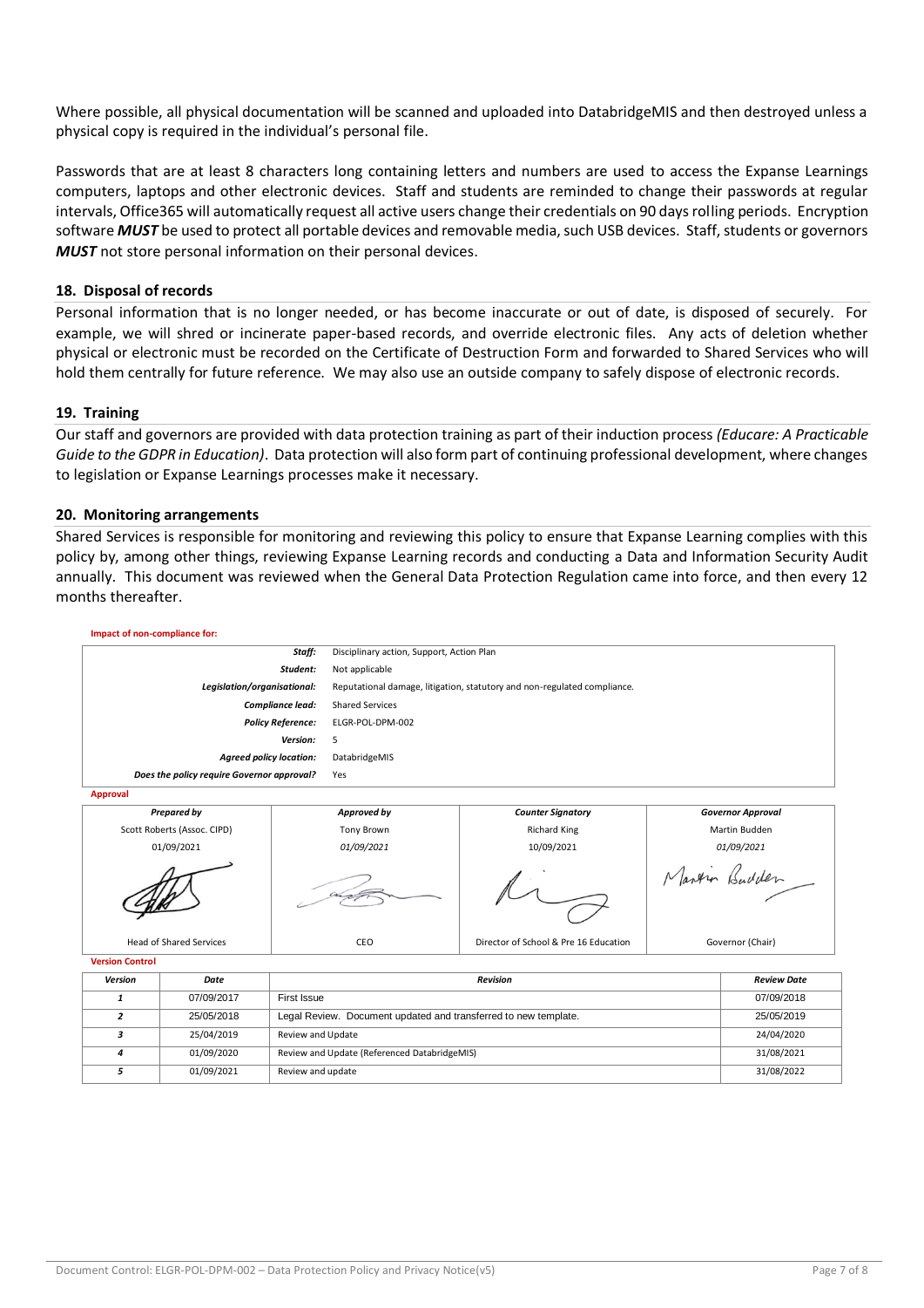Where possible, all physical documentation will be scanned and uploaded into DatabridgeMIS and then destroyed unless a physical copy is required in the individual's personal file.

Passwords that are at least 8 characters long containing letters and numbers are used to access the Expanse Learnings computers, laptops and other electronic devices. Staff and students are reminded to change their passwords at regular intervals, Office365 will automatically request all active users change their credentials on 90 days rolling periods. Encryption software ***MUST*** be used to protect all portable devices and removable media, such USB devices. Staff, students or governors ***MUST*** not store personal information on their personal devices.

## 18. Disposal of records

Personal information that is no longer needed, or has become inaccurate or out of date, is disposed of securely. For example, we will shred or incinerate paper-based records, and override electronic files. Any acts of deletion whether physical or electronic must be recorded on the Certificate of Destruction Form and forwarded to Shared Services who will hold them centrally for future reference. We may also use an outside company to safely dispose of electronic records.

## 19. Training

Our staff and governors are provided with data protection training as part of their induction process *(Educare: A Practicable Guide to the GDPR in Education)*. Data protection will also form part of continuing professional development, where changes to legislation or Expanse Learnings processes make it necessary.

## 20. Monitoring arrangements

Shared Services is responsible for monitoring and reviewing this policy to ensure that Expanse Learning complies with this policy by, among other things, reviewing Expanse Learning records and conducting a Data and Information Security Audit annually. This document was reviewed when the General Data Protection Regulation came into force, and then every 12 months thereafter.

**Impact of non-compliance for:**

| | |
|---|---|
| ***Staff:*** | Disciplinary action, Support, Action Plan |
| ***Student:*** | Not applicable |
| ***Legislation/organisational:*** | Reputational damage, litigation, statutory and non-regulated compliance. |
| ***Compliance lead:*** | Shared Services |
| ***Policy Reference:*** | ELGR-POL-DPM-002 |
| ***Version:*** | 5 |
| ***Agreed policy location:*** | DatabridgeMIS |
| ***Does the policy require Governor approval?*** | Yes |

**Approval**

| ***Prepared by*** | ***Approved by*** | ***Counter Signatory*** | ***Governor Approval*** |
|---|---|---|---|
| Scott Roberts (Assoc. CIPD) | Tony Brown | Richard King | Martin Budden |
| 01/09/2021 | *01/09/2021* | 10/09/2021 | *01/09/2021* |
| [signature] | [signature] | [signature] | Martin Budden |
| Head of Shared Services | CEO | Director of School & Pre 16 Education | Governor (Chair) |

**Version Control**

| ***Version*** | ***Date*** | ***Revision*** | ***Review Date*** |
|---|---|---|---|
| *1* | 07/09/2017 | First Issue | 07/09/2018 |
| *2* | 25/05/2018 | Legal Review. Document updated and transferred to new template. | 25/05/2019 |
| *3* | 25/04/2019 | Review and Update | 24/04/2020 |
| *4* | 01/09/2020 | Review and Update (Referenced DatabridgeMIS) | 31/08/2021 |
| *5* | 01/09/2021 | Review and update | 31/08/2022 |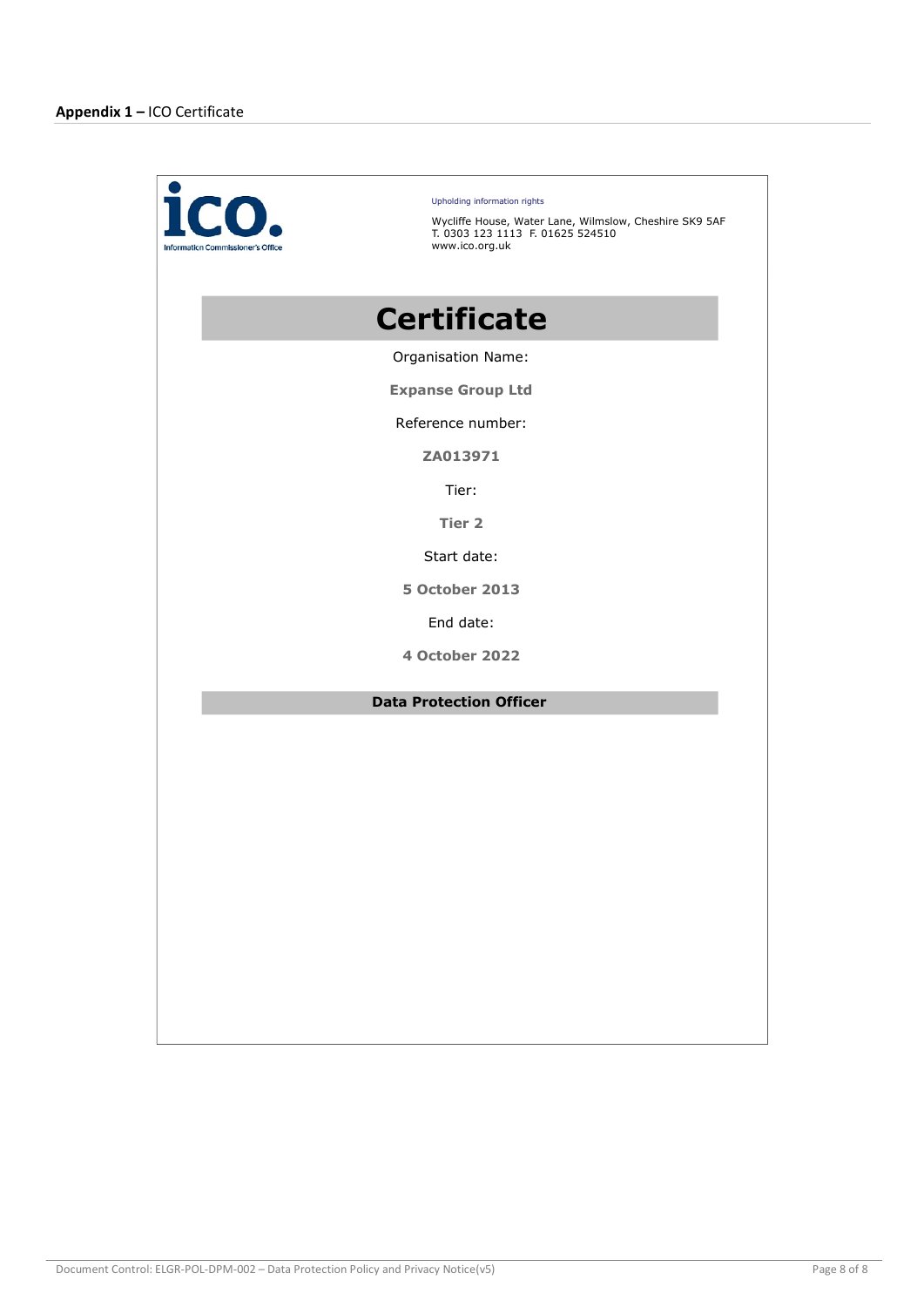**Appendix 1 –** ICO Certificate

ico.
Information Commissioner's Office

Upholding information rights

Wycliffe House, Water Lane, Wilmslow, Cheshire SK9 5AF
T. 0303 123 1113 F. 01625 524510
www.ico.org.uk

# Certificate

Organisation Name:

**Expanse Group Ltd**

Reference number:

**ZA013971**

Tier:

**Tier 2**

Start date:

**5 October 2013**

End date:

**4 October 2022**

**Data Protection Officer**